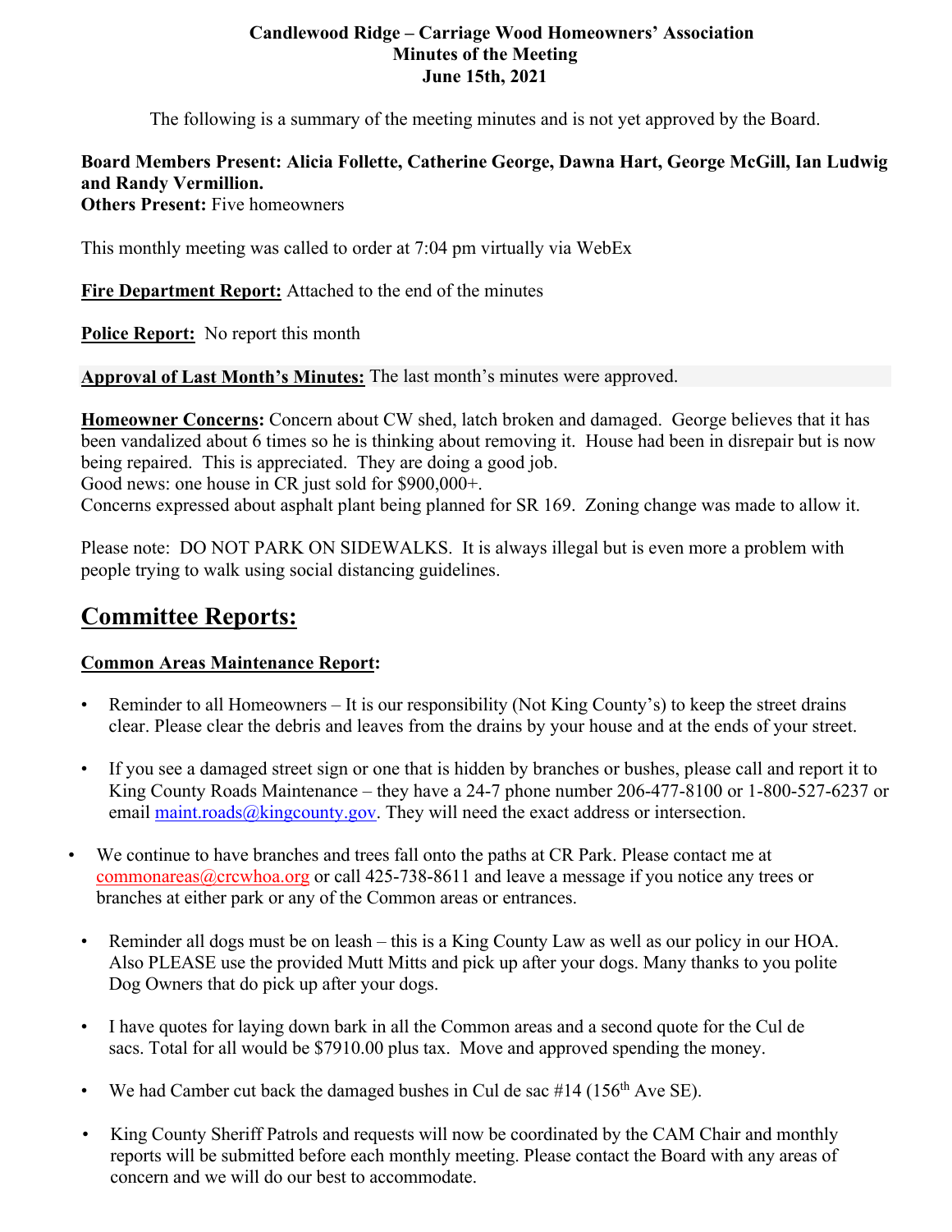**Candlewood Ridge – Carriage Wood Homeowners' Association**
**Minutes of the Meeting**
**June 15th, 2021**

The following is a summary of the meeting minutes and is not yet approved by the Board.

**Board Members Present: Alicia Follette, Catherine George, Dawna Hart, George McGill, Ian Ludwig and Randy Vermillion.**
**Others Present:** Five homeowners

This monthly meeting was called to order at 7:04 pm virtually via WebEx

**Fire Department Report:** Attached to the end of the minutes

**Police Report:** No report this month

**Approval of Last Month's Minutes:** The last month's minutes were approved.

**Homeowner Concerns:** Concern about CW shed, latch broken and damaged. George believes that it has been vandalized about 6 times so he is thinking about removing it. House had been in disrepair but is now being repaired. This is appreciated. They are doing a good job.
Good news: one house in CR just sold for $900,000+.
Concerns expressed about asphalt plant being planned for SR 169. Zoning change was made to allow it.

Please note: DO NOT PARK ON SIDEWALKS. It is always illegal but is even more a problem with people trying to walk using social distancing guidelines.

# Committee Reports:

**Common Areas Maintenance Report:**

- Reminder to all Homeowners – It is our responsibility (Not King County's) to keep the street drains clear. Please clear the debris and leaves from the drains by your house and at the ends of your street.
- If you see a damaged street sign or one that is hidden by branches or bushes, please call and report it to King County Roads Maintenance – they have a 24-7 phone number 206-477-8100 or 1-800-527-6237 or email maint.roads@kingcounty.gov. They will need the exact address or intersection.
- We continue to have branches and trees fall onto the paths at CR Park. Please contact me at commonareas@crcwhoa.org or call 425-738-8611 and leave a message if you notice any trees or branches at either park or any of the Common areas or entrances.
- Reminder all dogs must be on leash – this is a King County Law as well as our policy in our HOA. Also PLEASE use the provided Mutt Mitts and pick up after your dogs. Many thanks to you polite Dog Owners that do pick up after your dogs.
- I have quotes for laying down bark in all the Common areas and a second quote for the Cul de sacs. Total for all would be $7910.00 plus tax. Move and approved spending the money.
- We had Camber cut back the damaged bushes in Cul de sac #14 (156th Ave SE).
- King County Sheriff Patrols and requests will now be coordinated by the CAM Chair and monthly reports will be submitted before each monthly meeting. Please contact the Board with any areas of concern and we will do our best to accommodate.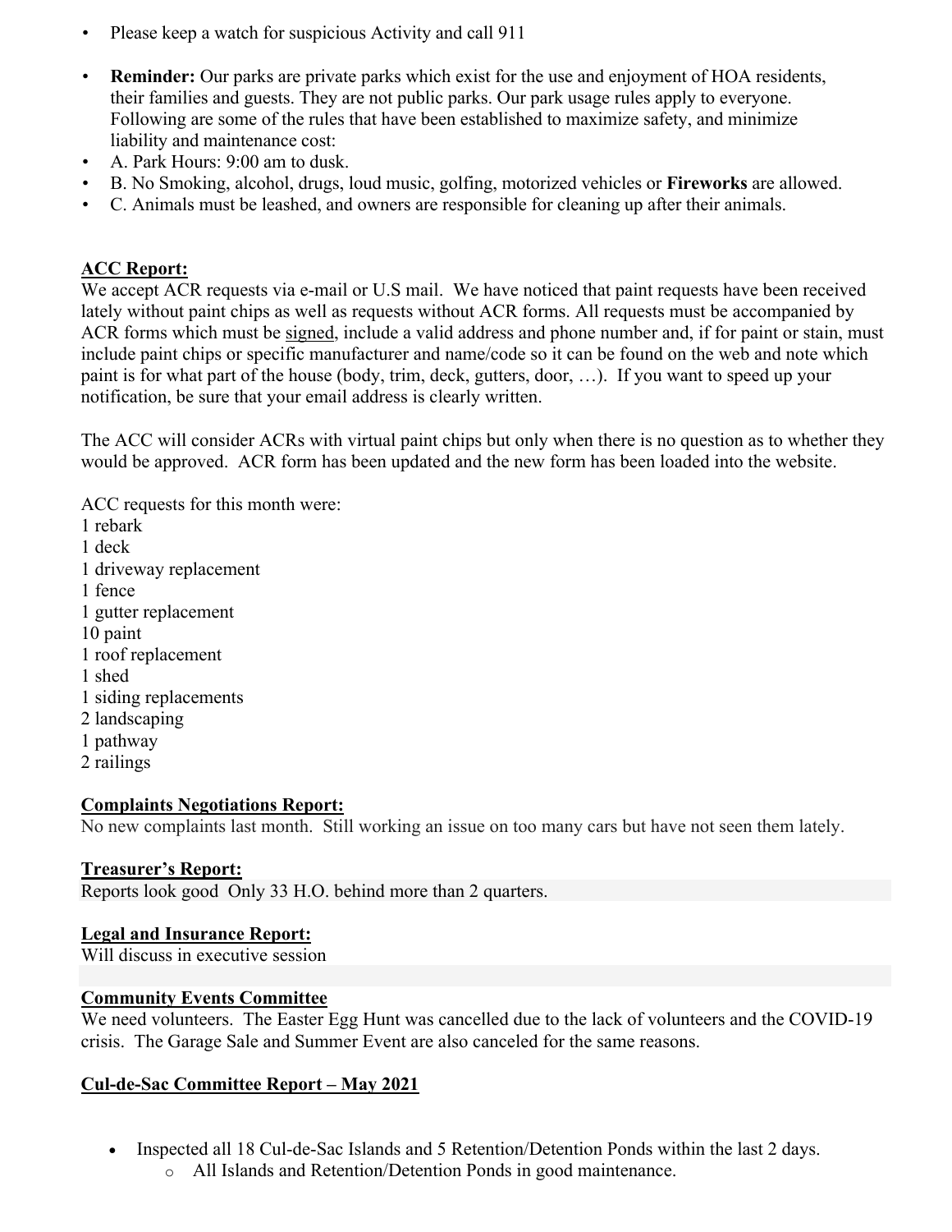- Please keep a watch for suspicious Activity and call 911
- **Reminder:** Our parks are private parks which exist for the use and enjoyment of HOA residents, their families and guests. They are not public parks. Our park usage rules apply to everyone. Following are some of the rules that have been established to maximize safety, and minimize liability and maintenance cost:
- A. Park Hours: 9:00 am to dusk.
- B. No Smoking, alcohol, drugs, loud music, golfing, motorized vehicles or **Fireworks** are allowed.
- C. Animals must be leashed, and owners are responsible for cleaning up after their animals.

## ACC Report:

We accept ACR requests via e-mail or U.S mail. We have noticed that paint requests have been received lately without paint chips as well as requests without ACR forms. All requests must be accompanied by ACR forms which must be signed, include a valid address and phone number and, if for paint or stain, must include paint chips or specific manufacturer and name/code so it can be found on the web and note which paint is for what part of the house (body, trim, deck, gutters, door, …). If you want to speed up your notification, be sure that your email address is clearly written.

The ACC will consider ACRs with virtual paint chips but only when there is no question as to whether they would be approved. ACR form has been updated and the new form has been loaded into the website.

ACC requests for this month were:
1 rebark
1 deck
1 driveway replacement
1 fence
1 gutter replacement
10 paint
1 roof replacement
1 shed
1 siding replacements
2 landscaping
1 pathway
2 railings

## Complaints Negotiations Report:

No new complaints last month. Still working an issue on too many cars but have not seen them lately.

## Treasurer's Report:

Reports look good Only 33 H.O. behind more than 2 quarters.

## Legal and Insurance Report:

Will discuss in executive session

## Community Events Committee

We need volunteers. The Easter Egg Hunt was cancelled due to the lack of volunteers and the COVID-19 crisis. The Garage Sale and Summer Event are also canceled for the same reasons.

## Cul-de-Sac Committee Report – May 2021

- Inspected all 18 Cul-de-Sac Islands and 5 Retention/Detention Ponds within the last 2 days.
  - All Islands and Retention/Detention Ponds in good maintenance.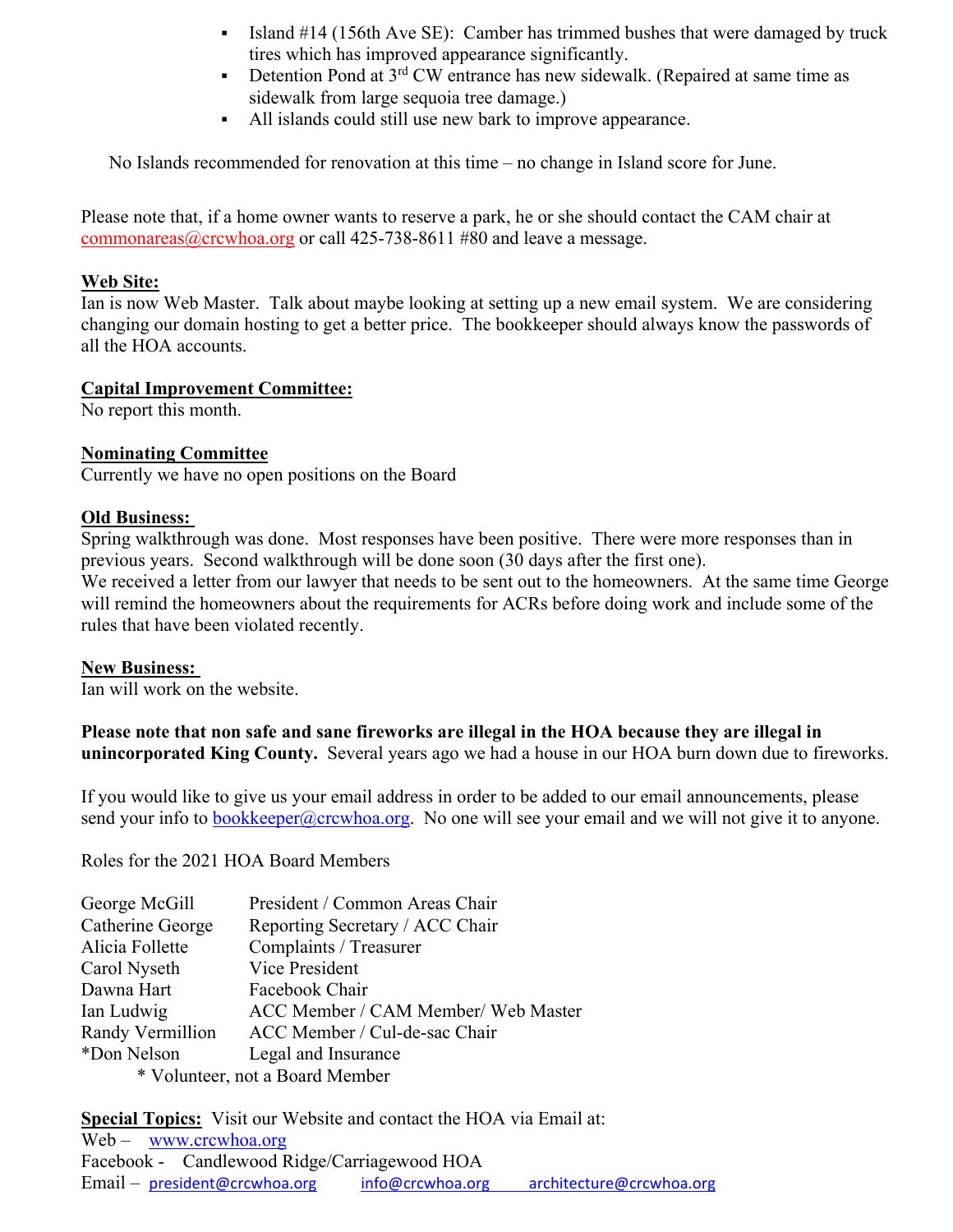- Island #14 (156th Ave SE): Camber has trimmed bushes that were damaged by truck tires which has improved appearance significantly.
- Detention Pond at 3rd CW entrance has new sidewalk. (Repaired at same time as sidewalk from large sequoia tree damage.)
- All islands could still use new bark to improve appearance.

No Islands recommended for renovation at this time – no change in Island score for June.

Please note that, if a home owner wants to reserve a park, he or she should contact the CAM chair at commonareas@crcwhoa.org or call 425-738-8611 #80 and leave a message.

**Web Site:**

Ian is now Web Master. Talk about maybe looking at setting up a new email system. We are considering changing our domain hosting to get a better price. The bookkeeper should always know the passwords of all the HOA accounts.

**Capital Improvement Committee:**

No report this month.

**Nominating Committee**

Currently we have no open positions on the Board

**Old Business:**

Spring walkthrough was done. Most responses have been positive. There were more responses than in previous years. Second walkthrough will be done soon (30 days after the first one).
We received a letter from our lawyer that needs to be sent out to the homeowners. At the same time George will remind the homeowners about the requirements for ACRs before doing work and include some of the rules that have been violated recently.

**New Business:**

Ian will work on the website.

**Please note that non safe and sane fireworks are illegal in the HOA because they are illegal in unincorporated King County.** Several years ago we had a house in our HOA burn down due to fireworks.

If you would like to give us your email address in order to be added to our email announcements, please send your info to bookkeeper@crcwhoa.org. No one will see your email and we will not give it to anyone.

Roles for the 2021 HOA Board Members

| | |
|---|---|
| George McGill | President / Common Areas Chair |
| Catherine George | Reporting Secretary / ACC Chair |
| Alicia Follette | Complaints / Treasurer |
| Carol Nyseth | Vice President |
| Dawna Hart | Facebook Chair |
| Ian Ludwig | ACC Member / CAM Member/ Web Master |
| Randy Vermillion | ACC Member / Cul-de-sac Chair |
| *Don Nelson | Legal and Insurance |

\* Volunteer, not a Board Member

**Special Topics:** Visit our Website and contact the HOA via Email at:
Web – www.crcwhoa.org
Facebook - Candlewood Ridge/Carriagewood HOA
Email – president@crcwhoa.org info@crcwhoa.org architecture@crcwhoa.org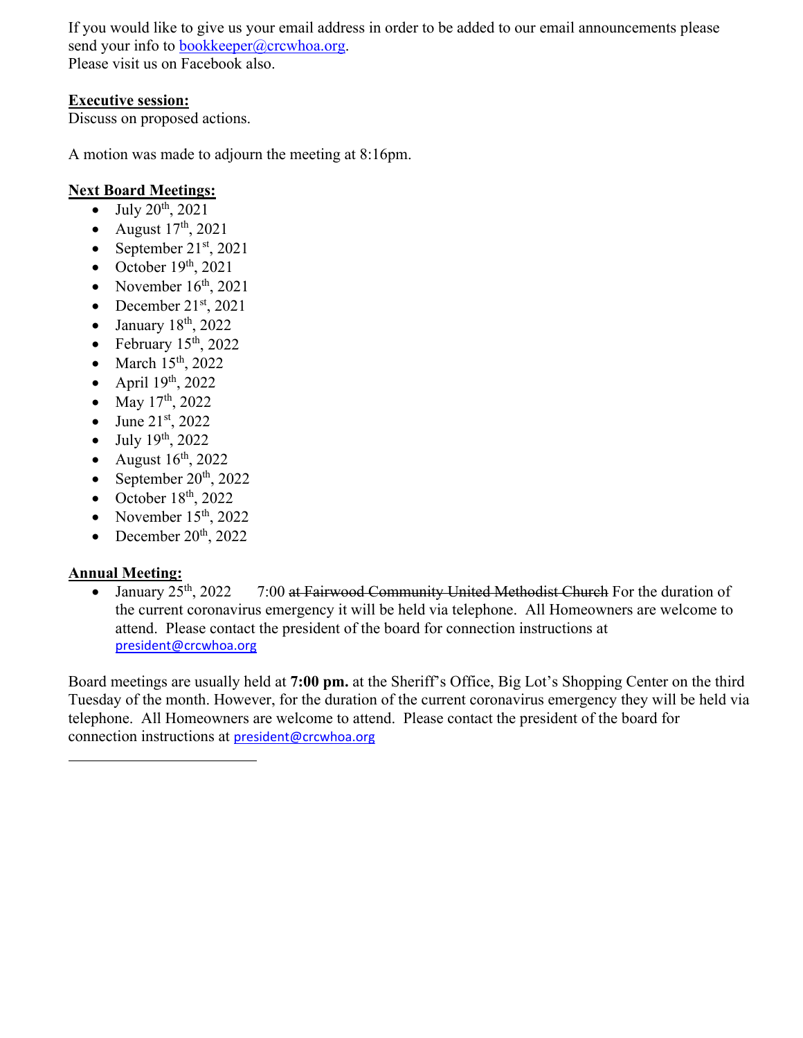If you would like to give us your email address in order to be added to our email announcements please send your info to bookkeeper@crcwhoa.org.
Please visit us on Facebook also.

**Executive session:**
Discuss on proposed actions.

A motion was made to adjourn the meeting at 8:16pm.

**Next Board Meetings:**

- July 20th, 2021
- August 17th, 2021
- September 21st, 2021
- October 19th, 2021
- November 16th, 2021
- December 21st, 2021
- January 18th, 2022
- February 15th, 2022
- March 15th, 2022
- April 19th, 2022
- May 17th, 2022
- June 21st, 2022
- July 19th, 2022
- August 16th, 2022
- September 20th, 2022
- October 18th, 2022
- November 15th, 2022
- December 20th, 2022

**Annual Meeting:**

- January 25th, 2022 7:00 ~~at Fairwood Community United Methodist Church~~ For the duration of the current coronavirus emergency it will be held via telephone. All Homeowners are welcome to attend. Please contact the president of the board for connection instructions at president@crcwhoa.org

Board meetings are usually held at **7:00 pm.** at the Sheriff's Office, Big Lot's Shopping Center on the third Tuesday of the month. However, for the duration of the current coronavirus emergency they will be held via telephone. All Homeowners are welcome to attend. Please contact the president of the board for connection instructions at president@crcwhoa.org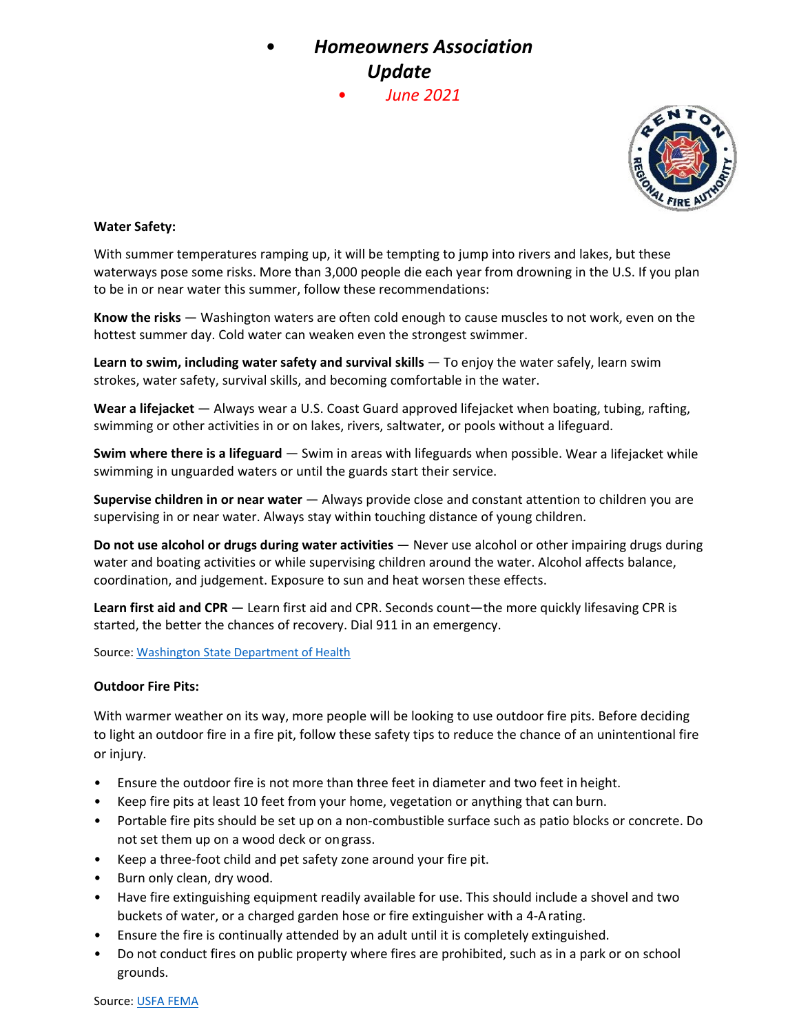# *Homeowners Association Update*

*June 2021*

**Water Safety:**

With summer temperatures ramping up, it will be tempting to jump into rivers and lakes, but these waterways pose some risks. More than 3,000 people die each year from drowning in the U.S. If you plan to be in or near water this summer, follow these recommendations:

**Know the risks** — Washington waters are often cold enough to cause muscles to not work, even on the hottest summer day. Cold water can weaken even the strongest swimmer.

**Learn to swim, including water safety and survival skills** — To enjoy the water safely, learn swim strokes, water safety, survival skills, and becoming comfortable in the water.

**Wear a lifejacket** — Always wear a U.S. Coast Guard approved lifejacket when boating, tubing, rafting, swimming or other activities in or on lakes, rivers, saltwater, or pools without a lifeguard.

**Swim where there is a lifeguard** — Swim in areas with lifeguards when possible. Wear a lifejacket while swimming in unguarded waters or until the guards start their service.

**Supervise children in or near water** — Always provide close and constant attention to children you are supervising in or near water. Always stay within touching distance of young children.

**Do not use alcohol or drugs during water activities** — Never use alcohol or other impairing drugs during water and boating activities or while supervising children around the water. Alcohol affects balance, coordination, and judgement. Exposure to sun and heat worsen these effects.

**Learn first aid and CPR** — Learn first aid and CPR. Seconds count—the more quickly lifesaving CPR is started, the better the chances of recovery. Dial 911 in an emergency.

Source: Washington State Department of Health

**Outdoor Fire Pits:**

With warmer weather on its way, more people will be looking to use outdoor fire pits. Before deciding to light an outdoor fire in a fire pit, follow these safety tips to reduce the chance of an unintentional fire or injury.

- Ensure the outdoor fire is not more than three feet in diameter and two feet in height.
- Keep fire pits at least 10 feet from your home, vegetation or anything that can burn.
- Portable fire pits should be set up on a non-combustible surface such as patio blocks or concrete. Do not set them up on a wood deck or on grass.
- Keep a three-foot child and pet safety zone around your fire pit.
- Burn only clean, dry wood.
- Have fire extinguishing equipment readily available for use. This should include a shovel and two buckets of water, or a charged garden hose or fire extinguisher with a 4-A rating.
- Ensure the fire is continually attended by an adult until it is completely extinguished.
- Do not conduct fires on public property where fires are prohibited, such as in a park or on school grounds.

Source: USFA FEMA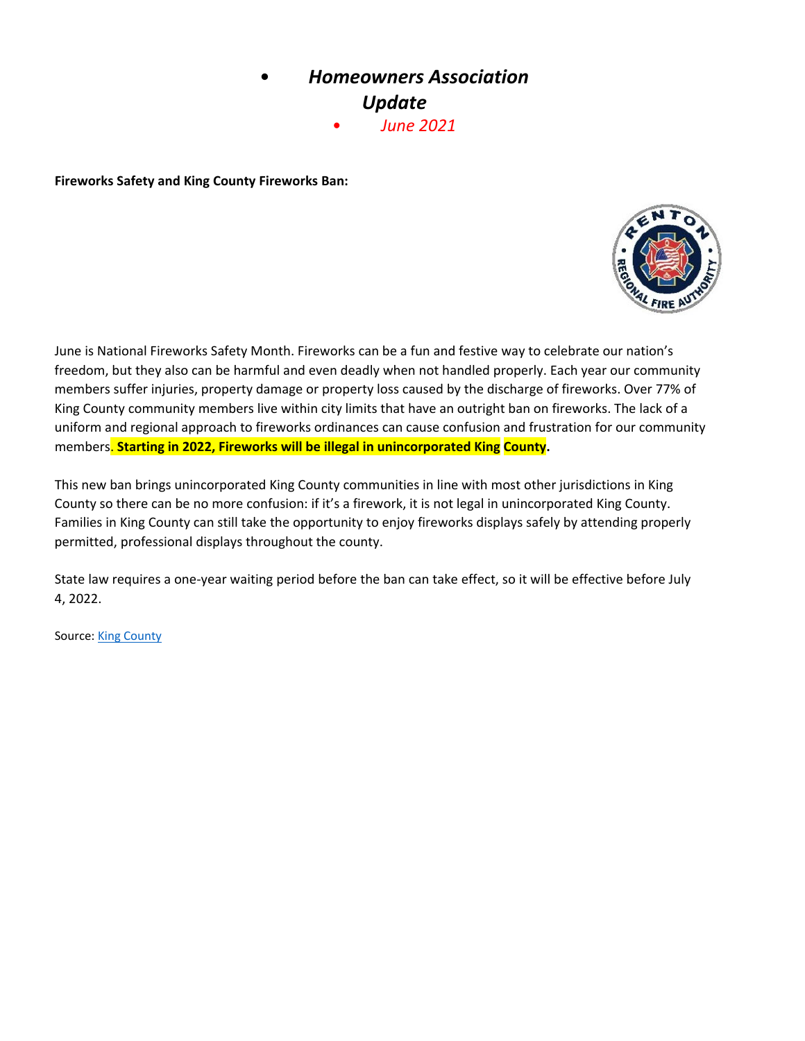- ***Homeowners Association Update***
  - *June 2021*

**Fireworks Safety and King County Fireworks Ban:**

June is National Fireworks Safety Month. Fireworks can be a fun and festive way to celebrate our nation's freedom, but they also can be harmful and even deadly when not handled properly. Each year our community members suffer injuries, property damage or property loss caused by the discharge of fireworks. Over 77% of King County community members live within city limits that have an outright ban on fireworks. The lack of a uniform and regional approach to fireworks ordinances can cause confusion and frustration for our community members. **Starting in 2022, Fireworks will be illegal in unincorporated King County.**

This new ban brings unincorporated King County communities in line with most other jurisdictions in King County so there can be no more confusion: if it's a firework, it is not legal in unincorporated King County. Families in King County can still take the opportunity to enjoy fireworks displays safely by attending properly permitted, professional displays throughout the county.

State law requires a one-year waiting period before the ban can take effect, so it will be effective before July 4, 2022.

Source: King County